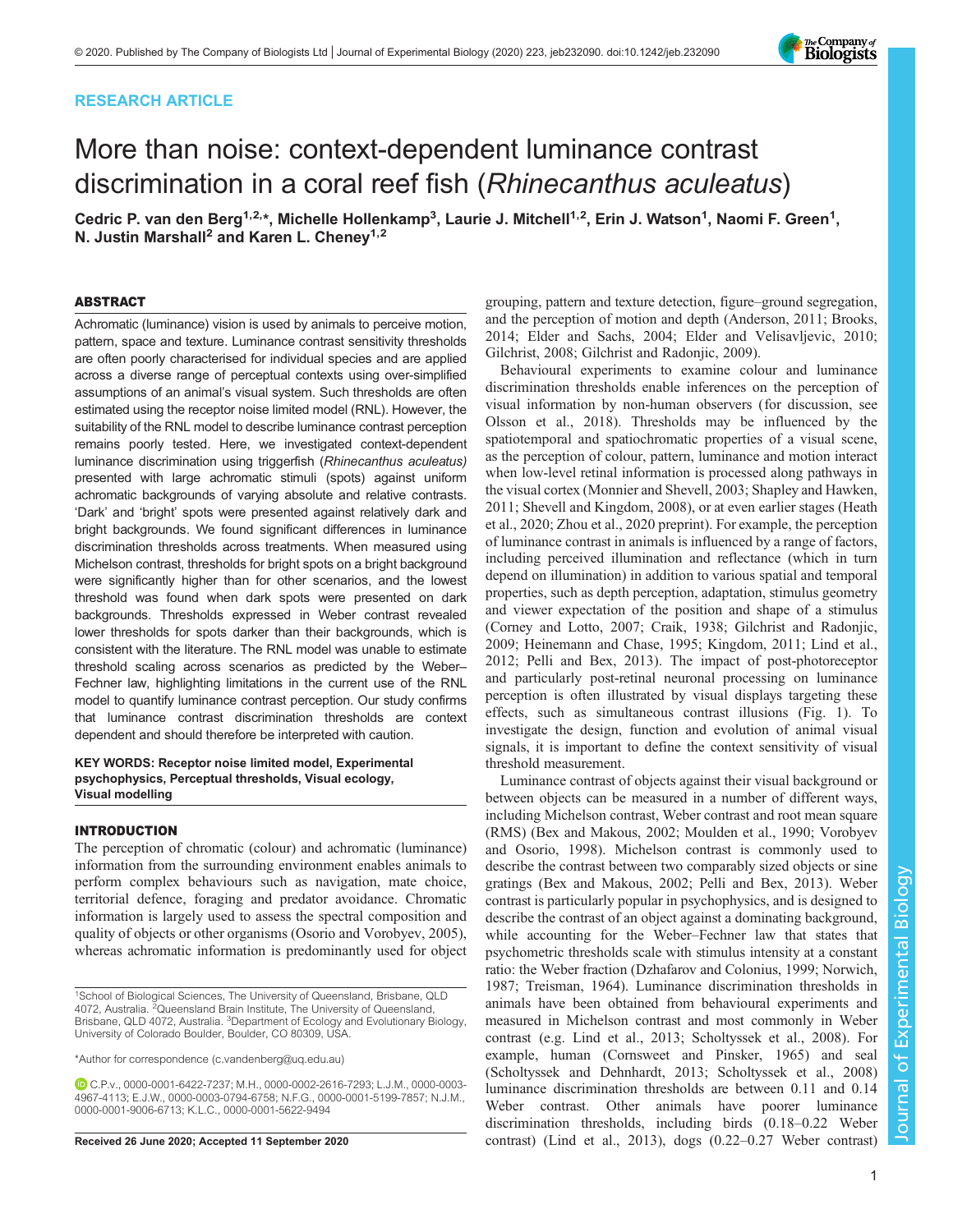RESEARCH ARTICLE

# More than noise: context-dependent luminance contrast discrimination in a coral reef fish (*Rhinecanthus aculeatus*)

**Cedric P. van den Berg[1,2,*], Michelle Hollenkamp[3], Laurie J. Mitchell[1,2], Erin J. Watson[1], Naomi F. Green[1], N. Justin Marshall[2] and Karen L. Cheney[1,2]**

## ABSTRACT

Achromatic (luminance) vision is used by animals to perceive motion, pattern, space and texture. Luminance contrast sensitivity thresholds are often poorly characterised for individual species and are applied across a diverse range of perceptual contexts using over-simplified assumptions of an animal's visual system. Such thresholds are often estimated using the receptor noise limited model (RNL). However, the suitability of the RNL model to describe luminance contrast perception remains poorly tested. Here, we investigated context-dependent luminance discrimination using triggerfish (*Rhinecanthus aculeatus)* presented with large achromatic stimuli (spots) against uniform achromatic backgrounds of varying absolute and relative contrasts. 'Dark' and 'bright' spots were presented against relatively dark and bright backgrounds. We found significant differences in luminance discrimination thresholds across treatments. When measured using Michelson contrast, thresholds for bright spots on a bright background were significantly higher than for other scenarios, and the lowest threshold was found when dark spots were presented on dark backgrounds. Thresholds expressed in Weber contrast revealed lower thresholds for spots darker than their backgrounds, which is consistent with the literature. The RNL model was unable to estimate threshold scaling across scenarios as predicted by the Weber–Fechner law, highlighting limitations in the current use of the RNL model to quantify luminance contrast perception. Our study confirms that luminance contrast discrimination thresholds are context dependent and should therefore be interpreted with caution.

**KEY WORDS: Receptor noise limited model, Experimental psychophysics, Perceptual thresholds, Visual ecology, Visual modelling**

## INTRODUCTION

The perception of chromatic (colour) and achromatic (luminance) information from the surrounding environment enables animals to perform complex behaviours such as navigation, mate choice, territorial defence, foraging and predator avoidance. Chromatic information is largely used to assess the spectral composition and quality of objects or other organisms (Osorio and Vorobyev, 2005), whereas achromatic information is predominantly used for object grouping, pattern and texture detection, figure–ground segregation, and the perception of motion and depth (Anderson, 2011; Brooks, 2014; Elder and Sachs, 2004; Elder and Velisavljevic, 2010; Gilchrist, 2008; Gilchrist and Radonjic, 2009).

Behavioural experiments to examine colour and luminance discrimination thresholds enable inferences on the perception of visual information by non-human observers (for discussion, see Olsson et al., 2018). Thresholds may be influenced by the spatiotemporal and spatiochromatic properties of a visual scene, as the perception of colour, pattern, luminance and motion interact when low-level retinal information is processed along pathways in the visual cortex (Monnier and Shevell, 2003; Shapley and Hawken, 2011; Shevell and Kingdom, 2008), or at even earlier stages (Heath et al., 2020; Zhou et al., 2020 preprint). For example, the perception of luminance contrast in animals is influenced by a range of factors, including perceived illumination and reflectance (which in turn depend on illumination) in addition to various spatial and temporal properties, such as depth perception, adaptation, stimulus geometry and viewer expectation of the position and shape of a stimulus (Corney and Lotto, 2007; Craik, 1938; Gilchrist and Radonjic, 2009; Heinemann and Chase, 1995; Kingdom, 2011; Lind et al., 2012; Pelli and Bex, 2013). The impact of post-photoreceptor and particularly post-retinal neuronal processing on luminance perception is often illustrated by visual displays targeting these effects, such as simultaneous contrast illusions (Fig. 1). To investigate the design, function and evolution of animal visual signals, it is important to define the context sensitivity of visual threshold measurement.

Luminance contrast of objects against their visual background or between objects can be measured in a number of different ways, including Michelson contrast, Weber contrast and root mean square (RMS) (Bex and Makous, 2002; Moulden et al., 1990; Vorobyev and Osorio, 1998). Michelson contrast is commonly used to describe the contrast between two comparably sized objects or sine gratings (Bex and Makous, 2002; Pelli and Bex, 2013). Weber contrast is particularly popular in psychophysics, and is designed to describe the contrast of an object against a dominating background, while accounting for the Weber–Fechner law that states that psychometric thresholds scale with stimulus intensity at a constant ratio: the Weber fraction (Dzhafarov and Colonius, 1999; Norwich, 1987; Treisman, 1964). Luminance discrimination thresholds in animals have been obtained from behavioural experiments and measured in Michelson contrast and most commonly in Weber contrast (e.g. Lind et al., 2013; Scholtyssek et al., 2008). For example, human (Cornsweet and Pinsker, 1965) and seal (Scholtyssek and Dehnhardt, 2013; Scholtyssek et al., 2008) luminance discrimination thresholds are between 0.11 and 0.14 Weber contrast. Other animals have poorer luminance discrimination thresholds, including birds (0.18–0.22 Weber contrast) (Lind et al., 2013), dogs (0.22–0.27 Weber contrast)

[1]School of Biological Sciences, The University of Queensland, Brisbane, QLD 4072, Australia. [2]Queensland Brain Institute, The University of Queensland, Brisbane, QLD 4072, Australia. [3]Department of Ecology and Evolutionary Biology, University of Colorado Boulder, Boulder, CO 80309, USA.

*Author for correspondence (c.vandenberg@uq.edu.au)

C.P.v., 0000-0001-6422-7237; M.H., 0000-0002-2616-7293; L.J.M., 0000-0003-4967-4113; E.J.W., 0000-0003-0794-6758; N.F.G., 0000-0001-5199-7857; N.J.M., 0000-0001-9006-6713; K.L.C., 0000-0001-5622-9494

**Received 26 June 2020; Accepted 11 September 2020**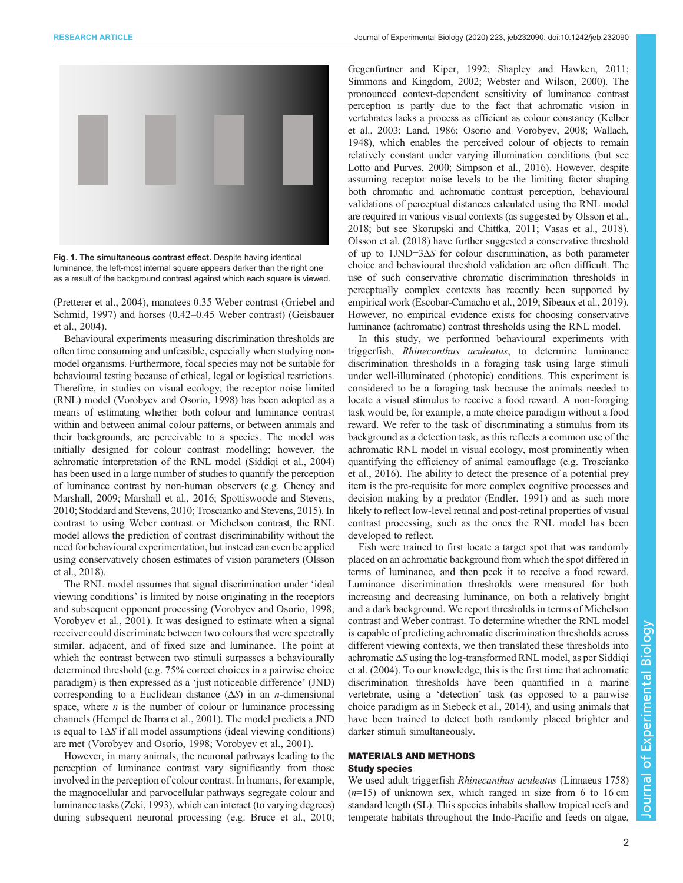**Fig. 1. The simultaneous contrast effect.** Despite having identical luminance, the left-most internal square appears darker than the right one as a result of the background contrast against which each square is viewed.

(Pretterer et al., 2004), manatees 0.35 Weber contrast (Griebel and Schmid, 1997) and horses (0.42–0.45 Weber contrast) (Geisbauer et al., 2004).

Behavioural experiments measuring discrimination thresholds are often time consuming and unfeasible, especially when studying non-model organisms. Furthermore, focal species may not be suitable for behavioural testing because of ethical, legal or logistical restrictions. Therefore, in studies on visual ecology, the receptor noise limited (RNL) model (Vorobyev and Osorio, 1998) has been adopted as a means of estimating whether both colour and luminance contrast within and between animal colour patterns, or between animals and their backgrounds, are perceivable to a species. The model was initially designed for colour contrast modelling; however, the achromatic interpretation of the RNL model (Siddiqi et al., 2004) has been used in a large number of studies to quantify the perception of luminance contrast by non-human observers (e.g. Cheney and Marshall, 2009; Marshall et al., 2016; Spottiswoode and Stevens, 2010; Stoddard and Stevens, 2010; Troscianko and Stevens, 2015). In contrast to using Weber contrast or Michelson contrast, the RNL model allows the prediction of contrast discriminability without the need for behavioural experimentation, but instead can even be applied using conservatively chosen estimates of vision parameters (Olsson et al., 2018).

The RNL model assumes that signal discrimination under 'ideal viewing conditions' is limited by noise originating in the receptors and subsequent opponent processing (Vorobyev and Osorio, 1998; Vorobyev et al., 2001). It was designed to estimate when a signal receiver could discriminate between two colours that were spectrally similar, adjacent, and of fixed size and luminance. The point at which the contrast between two stimuli surpasses a behaviourally determined threshold (e.g. 75% correct choices in a pairwise choice paradigm) is then expressed as a 'just noticeable difference' (JND) corresponding to a Euclidean distance ($\Delta S$) in an *n*-dimensional space, where *n* is the number of colour or luminance processing channels (Hempel de Ibarra et al., 2001). The model predicts a JND is equal to $1\Delta S$ if all model assumptions (ideal viewing conditions) are met (Vorobyev and Osorio, 1998; Vorobyev et al., 2001).

However, in many animals, the neuronal pathways leading to the perception of luminance contrast vary significantly from those involved in the perception of colour contrast. In humans, for example, the magnocellular and parvocellular pathways segregate colour and luminance tasks (Zeki, 1993), which can interact (to varying degrees) during subsequent neuronal processing (e.g. Bruce et al., 2010; Gegenfurtner and Kiper, 1992; Shapley and Hawken, 2011; Simmons and Kingdom, 2002; Webster and Wilson, 2000). The pronounced context-dependent sensitivity of luminance contrast perception is partly due to the fact that achromatic vision in vertebrates lacks a process as efficient as colour constancy (Kelber et al., 2003; Land, 1986; Osorio and Vorobyev, 2008; Wallach, 1948), which enables the perceived colour of objects to remain relatively constant under varying illumination conditions (but see Lotto and Purves, 2000; Simpson et al., 2016). However, despite assuming receptor noise levels to be the limiting factor shaping both chromatic and achromatic contrast perception, behavioural validations of perceptual distances calculated using the RNL model are required in various visual contexts (as suggested by Olsson et al., 2018; but see Skorupski and Chittka, 2011; Vasas et al., 2018). Olsson et al. (2018) have further suggested a conservative threshold of up to $1\text{JND}=3\Delta S$ for colour discrimination, as both parameter choice and behavioural threshold validation are often difficult. The use of such conservative chromatic discrimination thresholds in perceptually complex contexts has recently been supported by empirical work (Escobar-Camacho et al., 2019; Sibeaux et al., 2019). However, no empirical evidence exists for choosing conservative luminance (achromatic) contrast thresholds using the RNL model.

In this study, we performed behavioural experiments with triggerfish, *Rhinecanthus aculeatus*, to determine luminance discrimination thresholds in a foraging task using large stimuli under well-illuminated (photopic) conditions. This experiment is considered to be a foraging task because the animals needed to locate a visual stimulus to receive a food reward. A non-foraging task would be, for example, a mate choice paradigm without a food reward. We refer to the task of discriminating a stimulus from its background as a detection task, as this reflects a common use of the achromatic RNL model in visual ecology, most prominently when quantifying the efficiency of animal camouflage (e.g. Troscianko et al., 2016). The ability to detect the presence of a potential prey item is the pre-requisite for more complex cognitive processes and decision making by a predator (Endler, 1991) and as such more likely to reflect low-level retinal and post-retinal properties of visual contrast processing, such as the ones the RNL model has been developed to reflect.

Fish were trained to first locate a target spot that was randomly placed on an achromatic background from which the spot differed in terms of luminance, and then peck it to receive a food reward. Luminance discrimination thresholds were measured for both increasing and decreasing luminance, on both a relatively bright and a dark background. We report thresholds in terms of Michelson contrast and Weber contrast. To determine whether the RNL model is capable of predicting achromatic discrimination thresholds across different viewing contexts, we then translated these thresholds into achromatic $\Delta S$ using the log-transformed RNL model, as per Siddiqi et al. (2004). To our knowledge, this is the first time that achromatic discrimination thresholds have been quantified in a marine vertebrate, using a 'detection' task (as opposed to a pairwise choice paradigm as in Siebeck et al., 2014), and using animals that have been trained to detect both randomly placed brighter and darker stimuli simultaneously.

## MATERIALS AND METHODS

### Study species

We used adult triggerfish *Rhinecanthus aculeatus* (Linnaeus 1758) ($n$=15) of unknown sex, which ranged in size from 6 to 16 cm standard length (SL). This species inhabits shallow tropical reefs and temperate habitats throughout the Indo-Pacific and feeds on algae,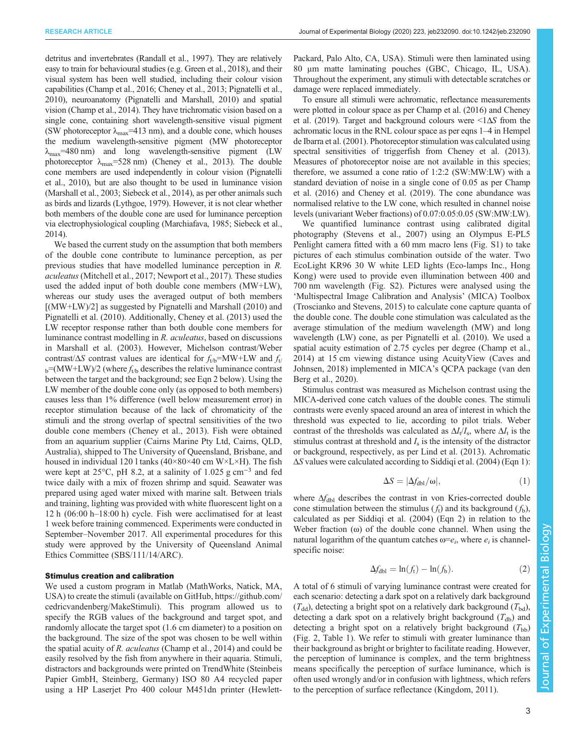detritus and invertebrates (Randall et al., 1997). They are relatively easy to train for behavioural studies (e.g. Green et al., 2018), and their visual system has been well studied, including their colour vision capabilities (Champ et al., 2016; Cheney et al., 2013; Pignatelli et al., 2010), neuroanatomy (Pignatelli and Marshall, 2010) and spatial vision (Champ et al., 2014). They have trichromatic vision based on a single cone, containing short wavelength-sensitive visual pigment (SW photoreceptor $\lambda_{max}$=413 nm), and a double cone, which houses the medium wavelength-sensitive pigment (MW photoreceptor $\lambda_{max}$=480 nm) and long wavelength-sensitive pigment (LW photoreceptor $\lambda_{max}$=528 nm) (Cheney et al., 2013). The double cone members are used independently in colour vision (Pignatelli et al., 2010), but are also thought to be used in luminance vision (Marshall et al., 2003; Siebeck et al., 2014), as per other animals such as birds and lizards (Lythgoe, 1979). However, it is not clear whether both members of the double cone are used for luminance perception via electrophysiological coupling (Marchiafava, 1985; Siebeck et al., 2014).

We based the current study on the assumption that both members of the double cone contribute to luminance perception, as per previous studies that have modelled luminance perception in *R. aculeatus* (Mitchell et al., 2017; Newport et al., 2017). These studies used the added input of both double cone members (MW+LW), whereas our study uses the averaged output of both members [(MW+LW)/2] as suggested by Pignatelli and Marshall (2010) and Pignatelli et al. (2010). Additionally, Cheney et al. (2013) used the LW receptor response rather than both double cone members for luminance contrast modelling in *R. aculeatus*, based on discussions in Marshall et al. (2003). However, Michelson contrast/Weber contrast/$\Delta S$ contrast values are identical for $f_{t/b}$=MW+LW and $f_{t/b}$=(MW+LW)/2 (where $f_{t/b}$ describes the relative luminance contrast between the target and the background; see Eqn 2 below). Using the LW member of the double cone only (as opposed to both members) causes less than 1% difference (well below measurement error) in receptor stimulation because of the lack of chromaticity of the stimuli and the strong overlap of spectral sensitivities of the two double cone members (Cheney et al., 2013). Fish were obtained from an aquarium supplier (Cairns Marine Pty Ltd, Cairns, QLD, Australia), shipped to The University of Queensland, Brisbane, and housed in individual 120 l tanks (40×80×40 cm W×L×H). The fish were kept at 25°C, pH 8.2, at a salinity of 1.025 g cm$^{-3}$ and fed twice daily with a mix of frozen shrimp and squid. Seawater was prepared using aged water mixed with marine salt. Between trials and training, lighting was provided with white fluorescent light on a 12 h (06:00 h–18:00 h) cycle. Fish were acclimatised for at least 1 week before training commenced. Experiments were conducted in September–November 2017. All experimental procedures for this study were approved by the University of Queensland Animal Ethics Committee (SBS/111/14/ARC).

### Stimulus creation and calibration

We used a custom program in Matlab (MathWorks, Natick, MA, USA) to create the stimuli (available on GitHub, https://github.com/cedricvandenberg/MakeStimuli). This program allowed us to specify the RGB values of the background and target spot, and randomly allocate the target spot (1.6 cm diameter) to a position on the background. The size of the spot was chosen to be well within the spatial acuity of *R. aculeatus* (Champ et al., 2014) and could be easily resolved by the fish from anywhere in their aquaria. Stimuli, distractors and backgrounds were printed on TrendWhite (Steinbeis Papier GmbH, Steinberg, Germany) ISO 80 A4 recycled paper using a HP Laserjet Pro 400 colour M451dn printer (Hewlett-Packard, Palo Alto, CA, USA). Stimuli were then laminated using 80 µm matte laminating pouches (GBC, Chicago, IL, USA). Throughout the experiment, any stimuli with detectable scratches or damage were replaced immediately.

To ensure all stimuli were achromatic, reflectance measurements were plotted in colour space as per Champ et al. (2016) and Cheney et al. (2019). Target and background colours were <1$\Delta S$ from the achromatic locus in the RNL colour space as per eqns 1–4 in Hempel de Ibarra et al. (2001). Photoreceptor stimulation was calculated using spectral sensitivities of triggerfish from Cheney et al. (2013). Measures of photoreceptor noise are not available in this species; therefore, we assumed a cone ratio of 1:2:2 (SW:MW:LW) with a standard deviation of noise in a single cone of 0.05 as per Champ et al. (2016) and Cheney et al. (2019). The cone abundance was normalised relative to the LW cone, which resulted in channel noise levels (univariant Weber fractions) of 0.07:0.05:0.05 (SW:MW:LW).

We quantified luminance contrast using calibrated digital photography (Stevens et al., 2007) using an Olympus E-PL5 Penlight camera fitted with a 60 mm macro lens (Fig. S1) to take pictures of each stimulus combination outside of the water. Two EcoLight KR96 30 W white LED lights (Eco-lamps Inc., Hong Kong) were used to provide even illumination between 400 and 700 nm wavelength (Fig. S2). Pictures were analysed using the 'Multispectral Image Calibration and Analysis' (MICA) Toolbox (Troscianko and Stevens, 2015) to calculate cone capture quanta of the double cone. The double cone stimulation was calculated as the average stimulation of the medium wavelength (MW) and long wavelength (LW) cone, as per Pignatelli et al. (2010). We used a spatial acuity estimation of 2.75 cycles per degree (Champ et al., 2014) at 15 cm viewing distance using AcuityView (Caves and Johnsen, 2018) implemented in MICA's QCPA package (van den Berg et al., 2020).

Stimulus contrast was measured as Michelson contrast using the MICA-derived cone catch values of the double cones. The stimuli contrasts were evenly spaced around an area of interest in which the threshold was expected to lie, according to pilot trials. Weber contrast of the thresholds was calculated as $\Delta I_t/I_s$, where $\Delta I_t$ is the stimulus contrast at threshold and $I_s$ is the intensity of the distractor or background, respectively, as per Lind et al. (2013). Achromatic $\Delta S$ values were calculated according to Siddiqi et al. (2004) (Eqn 1):

$$\Delta S = |\Delta f_{dbl}/\omega|, \tag{1}$$

where $\Delta f_{dbl}$ describes the contrast in von Kries-corrected double cone stimulation between the stimulus ($f_t$) and its background ($f_b$), calculated as per Siddiqi et al. (2004) (Eqn 2) in relation to the Weber fraction ($\omega$) of the double cone channel. When using the natural logarithm of the quantum catches $\omega$=$e_i$, where $e_i$ is channel-specific noise:

$$\Delta f_{dbl} = \ln(f_t) - \ln(f_b). \tag{2}$$

A total of 6 stimuli of varying luminance contrast were created for each scenario: detecting a dark spot on a relatively dark background ($T_{dd}$), detecting a bright spot on a relatively dark background ($T_{bd}$), detecting a dark spot on a relatively bright background ($T_{db}$) and detecting a bright spot on a relatively bright background ($T_{bb}$) (Fig. 2, Table 1). We refer to stimuli with greater luminance than their background as bright or brighter to facilitate reading. However, the perception of luminance is complex, and the term brightness means specifically the perception of surface luminance, which is often used wrongly and/or in confusion with lightness, which refers to the perception of surface reflectance (Kingdom, 2011).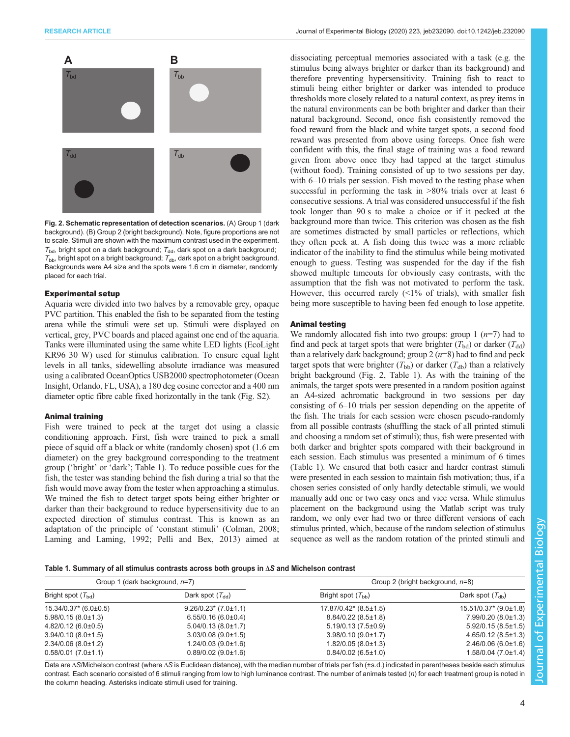**Fig. 2. Schematic representation of detection scenarios.** (A) Group 1 (dark background). (B) Group 2 (bright background). Note, figure proportions are not to scale. Stimuli are shown with the maximum contrast used in the experiment. $T_{bd}$, bright spot on a dark background; $T_{dd}$, dark spot on a dark background; $T_{bb}$, bright spot on a bright background; $T_{db}$, dark spot on a bright background. Backgrounds were A4 size and the spots were 1.6 cm in diameter, randomly placed for each trial.

### Experimental setup

Aquaria were divided into two halves by a removable grey, opaque PVC partition. This enabled the fish to be separated from the testing arena while the stimuli were set up. Stimuli were displayed on vertical, grey, PVC boards and placed against one end of the aquaria. Tanks were illuminated using the same white LED lights (EcoLight KR96 30 W) used for stimulus calibration. To ensure equal light levels in all tanks, sidewelling absolute irradiance was measured using a calibrated OceanOptics USB2000 spectrophotometer (Ocean Insight, Orlando, FL, USA), a 180 deg cosine corrector and a 400 nm diameter optic fibre cable fixed horizontally in the tank (Fig. S2).

### Animal training

Fish were trained to peck at the target dot using a classic conditioning approach. First, fish were trained to pick a small piece of squid off a black or white (randomly chosen) spot (1.6 cm diameter) on the grey background corresponding to the treatment group ('bright' or 'dark'; Table 1). To reduce possible cues for the fish, the tester was standing behind the fish during a trial so that the fish would move away from the tester when approaching a stimulus. We trained the fish to detect target spots being either brighter or darker than their background to reduce hypersensitivity due to an expected direction of stimulus contrast. This is known as an adaptation of the principle of 'constant stimuli' (Colman, 2008; Laming and Laming, 1992; Pelli and Bex, 2013) aimed at dissociating perceptual memories associated with a task (e.g. the stimulus being always brighter or darker than its background) and therefore preventing hypersensitivity. Training fish to react to stimuli being either brighter or darker was intended to produce thresholds more closely related to a natural context, as prey items in the natural environments can be both brighter and darker than their natural background. Second, once fish consistently removed the food reward from the black and white target spots, a second food reward was presented from above using forceps. Once fish were confident with this, the final stage of training was a food reward given from above once they had tapped at the target stimulus (without food). Training consisted of up to two sessions per day, with 6–10 trials per session. Fish moved to the testing phase when successful in performing the task in >80% trials over at least 6 consecutive sessions. A trial was considered unsuccessful if the fish took longer than 90 s to make a choice or if it pecked at the background more than twice. This criterion was chosen as the fish are sometimes distracted by small particles or reflections, which they often peck at. A fish doing this twice was a more reliable indicator of the inability to find the stimulus while being motivated enough to guess. Testing was suspended for the day if the fish showed multiple timeouts for obviously easy contrasts, with the assumption that the fish was not motivated to perform the task. However, this occurred rarely (<1% of trials), with smaller fish being more susceptible to having been fed enough to lose appetite.

### Animal testing

We randomly allocated fish into two groups: group 1 ($n$=7) had to find and peck at target spots that were brighter ($T_{bd}$) or darker ($T_{dd}$) than a relatively dark background; group 2 ($n$=8) had to find and peck target spots that were brighter ($T_{bb}$) or darker ($T_{db}$) than a relatively bright background (Fig. 2, Table 1). As with the training of the animals, the target spots were presented in a random position against an A4-sized achromatic background in two sessions per day consisting of 6–10 trials per session depending on the appetite of the fish. The trials for each session were chosen pseudo-randomly from all possible contrasts (shuffling the stack of all printed stimuli and choosing a random set of stimuli); thus, fish were presented with both darker and brighter spots compared with their background in each session. Each stimulus was presented a minimum of 6 times (Table 1). We ensured that both easier and harder contrast stimuli were presented in each session to maintain fish motivation; thus, if a chosen series consisted of only hardly detectable stimuli, we would manually add one or two easy ones and vice versa. While stimulus placement on the background using the Matlab script was truly random, we only ever had two or three different versions of each stimulus printed, which, because of the random selection of stimulus sequence as well as the random rotation of the printed stimuli and

**Table 1. Summary of all stimulus contrasts across both groups in Δ*S* and Michelson contrast**

| Group 1 (dark background, $n$=7) | | Group 2 (bright background, $n$=8) | |
|---|---|---|---|
| Bright spot ($T_{bd}$) | Dark spot ($T_{dd}$) | Bright spot ($T_{bb}$) | Dark spot ($T_{db}$) |
| 15.34/0.37* (6.0±0.5) | 9.26/0.23* (7.0±1.1) | 17.87/0.42* (8.5±1.5) | 15.51/0.37* (9.0±1.8) |
| 5.98/0.15 (8.0±1.3) | 6.55/0.16 (6.0±0.4) | 8.84/0.22 (8.5±1.8) | 7.99/0.20 (8.0±1.3) |
| 4.82/0.12 (6.0±0.5) | 5.04/0.13 (8.0±1.7) | 5.19/0.13 (7.5±0.9) | 5.92/0.15 (8.5±1.5) |
| 3.94/0.10 (8.0±1.5) | 3.03/0.08 (9.0±1.5) | 3.98/0.10 (9.0±1.7) | 4.65/0.12 (8.5±1.3) |
| 2.34/0.06 (8.0±1.2) | 1.24/0.03 (9.0±1.6) | 1.82/0.05 (8.0±1.3) | 2.46/0.06 (6.0±1.6) |
| 0.58/0.01 (7.0±1.1) | 0.89/0.02 (9.0±1.6) | 0.84/0.02 (6.5±1.0) | 1.58/0.04 (7.0±1.4) |

Data are Δ*S*/Michelson contrast (where Δ*S* is Euclidean distance), with the median number of trials per fish (±s.d.) indicated in parentheses beside each stimulus contrast. Each scenario consisted of 6 stimuli ranging from low to high luminance contrast. The number of animals tested ($n$) for each treatment group is noted in the column heading. Asterisks indicate stimuli used for training.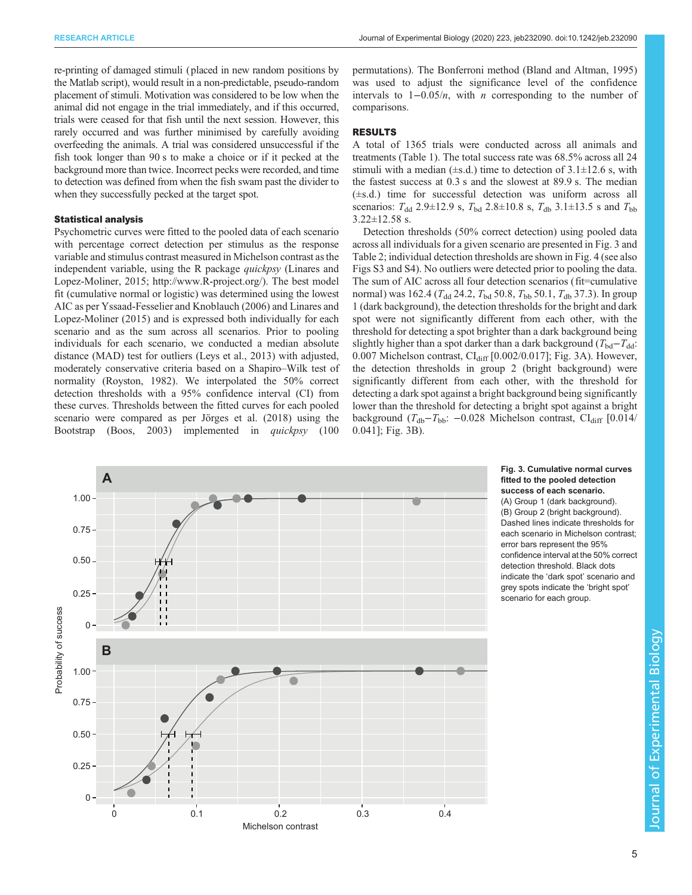re-printing of damaged stimuli (placed in new random positions by the Matlab script), would result in a non-predictable, pseudo-random placement of stimuli. Motivation was considered to be low when the animal did not engage in the trial immediately, and if this occurred, trials were ceased for that fish until the next session. However, this rarely occurred and was further minimised by carefully avoiding overfeeding the animals. A trial was considered unsuccessful if the fish took longer than 90 s to make a choice or if it pecked at the background more than twice. Incorrect pecks were recorded, and time to detection was defined from when the fish swam past the divider to when they successfully pecked at the target spot.

### Statistical analysis

Psychometric curves were fitted to the pooled data of each scenario with percentage correct detection per stimulus as the response variable and stimulus contrast measured in Michelson contrast as the independent variable, using the R package *quickpsy* (Linares and Lopez-Moliner, 2015; http://www.R-project.org/). The best model fit (cumulative normal or logistic) was determined using the lowest AIC as per Yssaad-Fesselier and Knoblauch (2006) and Linares and Lopez-Moliner (2015) and is expressed both individually for each scenario and as the sum across all scenarios. Prior to pooling individuals for each scenario, we conducted a median absolute distance (MAD) test for outliers (Leys et al., 2013) with adjusted, moderately conservative criteria based on a Shapiro–Wilk test of normality (Royston, 1982). We interpolated the 50% correct detection thresholds with a 95% confidence interval (CI) from these curves. Thresholds between the fitted curves for each pooled scenario were compared as per Jörges et al. (2018) using the Bootstrap (Boos, 2003) implemented in *quickpsy* (100 permutations). The Bonferroni method (Bland and Altman, 1995) was used to adjust the significance level of the confidence intervals to $1-0.05/n$, with $n$ corresponding to the number of comparisons.

## RESULTS

A total of 1365 trials were conducted across all animals and treatments (Table 1). The total success rate was 68.5% across all 24 stimuli with a median (±s.d.) time to detection of 3.1±12.6 s, with the fastest success at 0.3 s and the slowest at 89.9 s. The median (±s.d.) time for successful detection was uniform across all scenarios: $T_{dd}$ 2.9±12.9 s, $T_{bd}$ 2.8±10.8 s, $T_{db}$ 3.1±13.5 s and $T_{bb}$ 3.22±12.58 s.

Detection thresholds (50% correct detection) using pooled data across all individuals for a given scenario are presented in Fig. 3 and Table 2; individual detection thresholds are shown in Fig. 4 (see also Figs S3 and S4). No outliers were detected prior to pooling the data. The sum of AIC across all four detection scenarios (fit=cumulative normal) was 162.4 ($T_{dd}$ 24.2, $T_{bd}$ 50.8, $T_{bb}$ 50.1, $T_{db}$ 37.3). In group 1 (dark background), the detection thresholds for the bright and dark spot were not significantly different from each other, with the threshold for detecting a spot brighter than a dark background being slightly higher than a spot darker than a dark background ($T_{bd}-T_{dd}$: 0.007 Michelson contrast, $CI_{diff}$ [0.002/0.017]; Fig. 3A). However, the detection thresholds in group 2 (bright background) were significantly different from each other, with the threshold for detecting a dark spot against a bright background being significantly lower than the threshold for detecting a bright spot against a bright background ($T_{db}-T_{bb}$: −0.028 Michelson contrast, $CI_{diff}$ [0.014/0.041]; Fig. 3B).

**Fig. 3. Cumulative normal curves fitted to the pooled detection success of each scenario.** (A) Group 1 (dark background). (B) Group 2 (bright background). Dashed lines indicate thresholds for each scenario in Michelson contrast; error bars represent the 95% confidence interval at the 50% correct detection threshold. Black dots indicate the 'dark spot' scenario and grey spots indicate the 'bright spot' scenario for each group.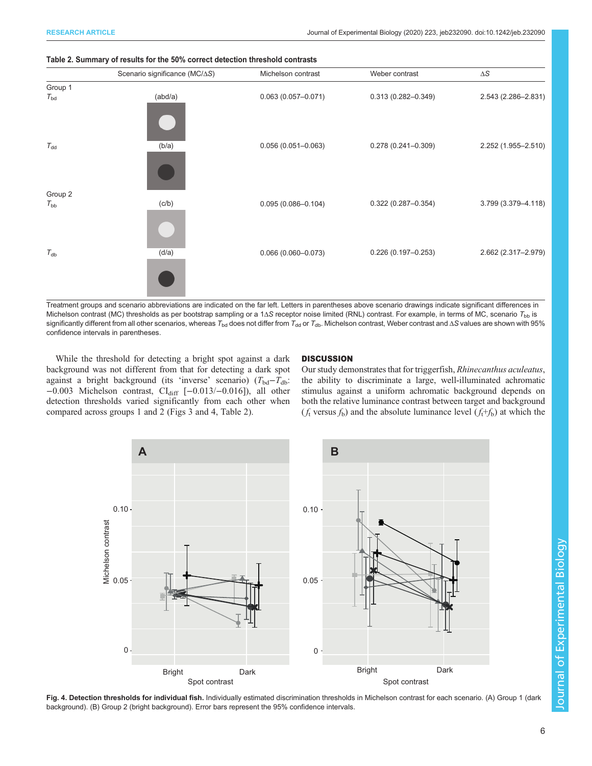**Table 2. Summary of results for the 50% correct detection threshold contrasts**

| | Scenario significance (MC/ΔS) | Michelson contrast | Weber contrast | ΔS |
|---|---|---|---|---|
| Group 1 | | | | |
| $T_{bd}$ | (abd/a) | 0.063 (0.057–0.071) | 0.313 (0.282–0.349) | 2.543 (2.286–2.831) |
| $T_{dd}$ | (b/a) | 0.056 (0.051–0.063) | 0.278 (0.241–0.309) | 2.252 (1.955–2.510) |
| Group 2 | | | | |
| $T_{bb}$ | (c/b) | 0.095 (0.086–0.104) | 0.322 (0.287–0.354) | 3.799 (3.379–4.118) |
| $T_{db}$ | (d/a) | 0.066 (0.060–0.073) | 0.226 (0.197–0.253) | 2.662 (2.317–2.979) |

Treatment groups and scenario abbreviations are indicated on the far left. Letters in parentheses above scenario drawings indicate significant differences in Michelson contrast (MC) thresholds as per bootstrap sampling or a 1ΔS receptor noise limited (RNL) contrast. For example, in terms of MC, scenario $T_{bb}$ is significantly different from all other scenarios, whereas $T_{bd}$ does not differ from $T_{dd}$ or $T_{db}$. Michelson contrast, Weber contrast and ΔS values are shown with 95% confidence intervals in parentheses.

While the threshold for detecting a bright spot against a dark background was not different from that for detecting a dark spot against a bright background (its 'inverse' scenario) ($T_{bd}$−$T_{db}$: −0.003 Michelson contrast, $CI_{diff}$ [−0.013/−0.016]), all other detection thresholds varied significantly from each other when compared across groups 1 and 2 (Figs 3 and 4, Table 2).

## DISCUSSION

Our study demonstrates that for triggerfish, *Rhinecanthus aculeatus*, the ability to discriminate a large, well-illuminated achromatic stimulus against a uniform achromatic background depends on both the relative luminance contrast between target and background ($f_t$ versus $f_b$) and the absolute luminance level ($f_t$+$f_b$) at which the

**Fig. 4. Detection thresholds for individual fish.** Individually estimated discrimination thresholds in Michelson contrast for each scenario. (A) Group 1 (dark background). (B) Group 2 (bright background). Error bars represent the 95% confidence intervals.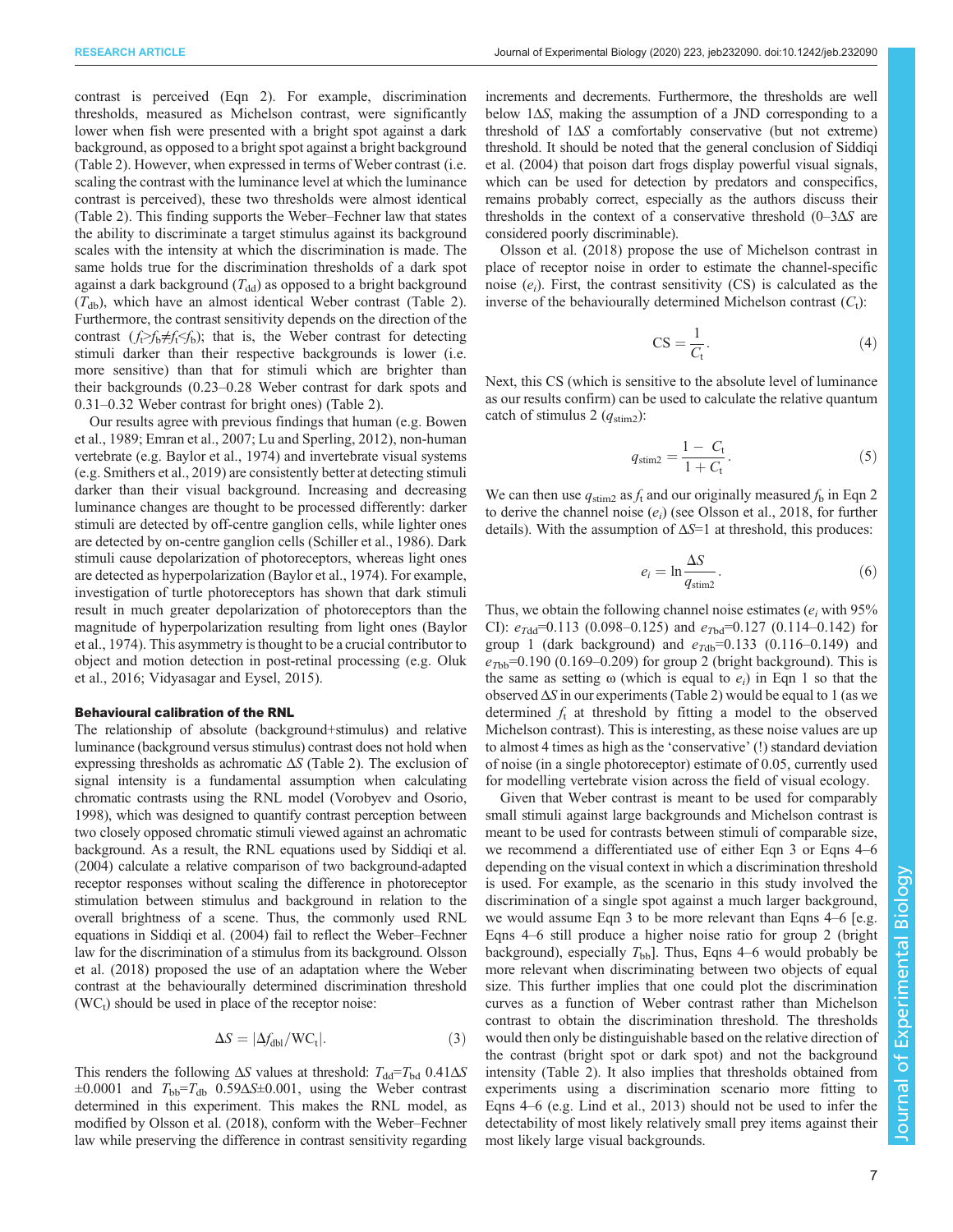contrast is perceived (Eqn 2). For example, discrimination thresholds, measured as Michelson contrast, were significantly lower when fish were presented with a bright spot against a dark background, as opposed to a bright spot against a bright background (Table 2). However, when expressed in terms of Weber contrast (i.e. scaling the contrast with the luminance level at which the luminance contrast is perceived), these two thresholds were almost identical (Table 2). This finding supports the Weber–Fechner law that states the ability to discriminate a target stimulus against its background scales with the intensity at which the discrimination is made. The same holds true for the discrimination thresholds of a dark spot against a dark background ($T_{dd}$) as opposed to a bright background ($T_{db}$), which have an almost identical Weber contrast (Table 2). Furthermore, the contrast sensitivity depends on the direction of the contrast ($f_t$>$f_b$≠$f_t$<$f_b$); that is, the Weber contrast for detecting stimuli darker than their respective backgrounds is lower (i.e. more sensitive) than that for stimuli which are brighter than their backgrounds (0.23–0.28 Weber contrast for dark spots and 0.31–0.32 Weber contrast for bright ones) (Table 2).

Our results agree with previous findings that human (e.g. Bowen et al., 1989; Emran et al., 2007; Lu and Sperling, 2012), non-human vertebrate (e.g. Baylor et al., 1974) and invertebrate visual systems (e.g. Smithers et al., 2019) are consistently better at detecting stimuli darker than their visual background. Increasing and decreasing luminance changes are thought to be processed differently: darker stimuli are detected by off-centre ganglion cells, while lighter ones are detected by on-centre ganglion cells (Schiller et al., 1986). Dark stimuli cause depolarization of photoreceptors, whereas light ones are detected as hyperpolarization (Baylor et al., 1974). For example, investigation of turtle photoreceptors has shown that dark stimuli result in much greater depolarization of photoreceptors than the magnitude of hyperpolarization resulting from light ones (Baylor et al., 1974). This asymmetry is thought to be a crucial contributor to object and motion detection in post-retinal processing (e.g. Oluk et al., 2016; Vidyasagar and Eysel, 2015).

#### Behavioural calibration of the RNL

The relationship of absolute (background+stimulus) and relative luminance (background versus stimulus) contrast does not hold when expressing thresholds as achromatic Δ*S* (Table 2). The exclusion of signal intensity is a fundamental assumption when calculating chromatic contrasts using the RNL model (Vorobyev and Osorio, 1998), which was designed to quantify contrast perception between two closely opposed chromatic stimuli viewed against an achromatic background. As a result, the RNL equations used by Siddiqi et al. (2004) calculate a relative comparison of two background-adapted receptor responses without scaling the difference in photoreceptor stimulation between stimulus and background in relation to the overall brightness of a scene. Thus, the commonly used RNL equations in Siddiqi et al. (2004) fail to reflect the Weber–Fechner law for the discrimination of a stimulus from its background. Olsson et al. (2018) proposed the use of an adaptation where the Weber contrast at the behaviourally determined discrimination threshold ($WC_t$) should be used in place of the receptor noise:

$$\Delta S = |\Delta f_{dbl}/WC_t|. \quad (3)$$

This renders the following Δ*S* values at threshold: $T_{dd}$=$T_{bd}$ 0.41Δ*S* ±0.0001 and $T_{bb}$=$T_{db}$ 0.59Δ*S*±0.001, using the Weber contrast determined in this experiment. This makes the RNL model, as modified by Olsson et al. (2018), conform with the Weber–Fechner law while preserving the difference in contrast sensitivity regarding increments and decrements. Furthermore, the thresholds are well below 1Δ*S*, making the assumption of a JND corresponding to a threshold of 1Δ*S* a comfortably conservative (but not extreme) threshold. It should be noted that the general conclusion of Siddiqi et al. (2004) that poison dart frogs display powerful visual signals, which can be used for detection by predators and conspecifics, remains probably correct, especially as the authors discuss their thresholds in the context of a conservative threshold (0–3Δ*S* are considered poorly discriminable).

Olsson et al. (2018) propose the use of Michelson contrast in place of receptor noise in order to estimate the channel-specific noise ($e_i$). First, the contrast sensitivity (CS) is calculated as the inverse of the behaviourally determined Michelson contrast ($C_t$):

$$\mathrm{CS} = \frac{1}{C_t}. \quad (4)$$

Next, this CS (which is sensitive to the absolute level of luminance as our results confirm) can be used to calculate the relative quantum catch of stimulus 2 ($q_{stim2}$):

$$q_{stim2} = \frac{1 - C_t}{1 + C_t}. \quad (5)$$

We can then use $q_{stim2}$ as $f_t$ and our originally measured $f_b$ in Eqn 2 to derive the channel noise ($e_i$) (see Olsson et al., 2018, for further details). With the assumption of Δ*S*=1 at threshold, this produces:

$$e_i = \ln \frac{\Delta S}{q_{stim2}}. \quad (6)$$

Thus, we obtain the following channel noise estimates ($e_i$ with 95% CI): $e_{Tdd}$=0.113 (0.098–0.125) and $e_{Tbd}$=0.127 (0.114–0.142) for group 1 (dark background) and $e_{Tdb}$=0.133 (0.116–0.149) and $e_{Tbb}$=0.190 (0.169–0.209) for group 2 (bright background). This is the same as setting ω (which is equal to $e_i$) in Eqn 1 so that the observed Δ*S* in our experiments (Table 2) would be equal to 1 (as we determined $f_t$ at threshold by fitting a model to the observed Michelson contrast). This is interesting, as these noise values are up to almost 4 times as high as the 'conservative' (!) standard deviation of noise (in a single photoreceptor) estimate of 0.05, currently used for modelling vertebrate vision across the field of visual ecology.

Given that Weber contrast is meant to be used for comparably small stimuli against large backgrounds and Michelson contrast is meant to be used for contrasts between stimuli of comparable size, we recommend a differentiated use of either Eqn 3 or Eqns 4–6 depending on the visual context in which a discrimination threshold is used. For example, as the scenario in this study involved the discrimination of a single spot against a much larger background, we would assume Eqn 3 to be more relevant than Eqns 4–6 [e.g. Eqns 4–6 still produce a higher noise ratio for group 2 (bright background), especially $T_{bb}$]. Thus, Eqns 4–6 would probably be more relevant when discriminating between two objects of equal size. This further implies that one could plot the discrimination curves as a function of Weber contrast rather than Michelson contrast to obtain the discrimination threshold. The thresholds would then only be distinguishable based on the relative direction of the contrast (bright spot or dark spot) and not the background intensity (Table 2). It also implies that thresholds obtained from experiments using a discrimination scenario more fitting to Eqns 4–6 (e.g. Lind et al., 2013) should not be used to infer the detectability of most likely relatively small prey items against their most likely large visual backgrounds.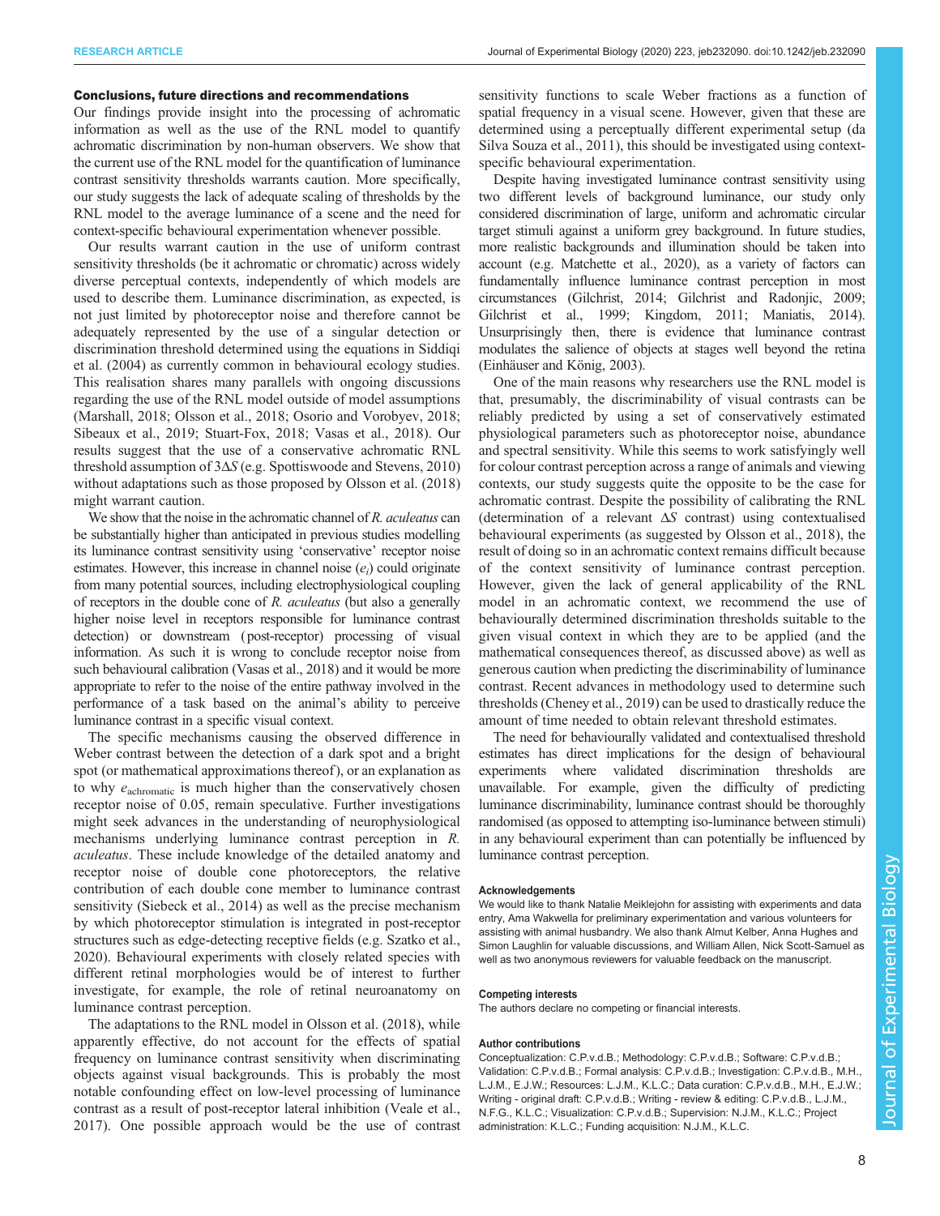### Conclusions, future directions and recommendations

Our findings provide insight into the processing of achromatic information as well as the use of the RNL model to quantify achromatic discrimination by non-human observers. We show that the current use of the RNL model for the quantification of luminance contrast sensitivity thresholds warrants caution. More specifically, our study suggests the lack of adequate scaling of thresholds by the RNL model to the average luminance of a scene and the need for context-specific behavioural experimentation whenever possible.

Our results warrant caution in the use of uniform contrast sensitivity thresholds (be it achromatic or chromatic) across widely diverse perceptual contexts, independently of which models are used to describe them. Luminance discrimination, as expected, is not just limited by photoreceptor noise and therefore cannot be adequately represented by the use of a singular detection or discrimination threshold determined using the equations in Siddiqi et al. (2004) as currently common in behavioural ecology studies. This realisation shares many parallels with ongoing discussions regarding the use of the RNL model outside of model assumptions (Marshall, 2018; Olsson et al., 2018; Osorio and Vorobyev, 2018; Sibeaux et al., 2019; Stuart-Fox, 2018; Vasas et al., 2018). Our results suggest that the use of a conservative achromatic RNL threshold assumption of 3Δ*S* (e.g. Spottiswoode and Stevens, 2010) without adaptations such as those proposed by Olsson et al. (2018) might warrant caution.

We show that the noise in the achromatic channel of *R. aculeatus* can be substantially higher than anticipated in previous studies modelling its luminance contrast sensitivity using 'conservative' receptor noise estimates. However, this increase in channel noise ($e_i$) could originate from many potential sources, including electrophysiological coupling of receptors in the double cone of *R. aculeatus* (but also a generally higher noise level in receptors responsible for luminance contrast detection) or downstream (post-receptor) processing of visual information. As such it is wrong to conclude receptor noise from such behavioural calibration (Vasas et al., 2018) and it would be more appropriate to refer to the noise of the entire pathway involved in the performance of a task based on the animal's ability to perceive luminance contrast in a specific visual context.

The specific mechanisms causing the observed difference in Weber contrast between the detection of a dark spot and a bright spot (or mathematical approximations thereof), or an explanation as to why $e_{\mathrm{achromatic}}$ is much higher than the conservatively chosen receptor noise of 0.05, remain speculative. Further investigations might seek advances in the understanding of neurophysiological mechanisms underlying luminance contrast perception in *R. aculeatus*. These include knowledge of the detailed anatomy and receptor noise of double cone photoreceptors, the relative contribution of each double cone member to luminance contrast sensitivity (Siebeck et al., 2014) as well as the precise mechanism by which photoreceptor stimulation is integrated in post-receptor structures such as edge-detecting receptive fields (e.g. Szatko et al., 2020). Behavioural experiments with closely related species with different retinal morphologies would be of interest to further investigate, for example, the role of retinal neuroanatomy on luminance contrast perception.

The adaptations to the RNL model in Olsson et al. (2018), while apparently effective, do not account for the effects of spatial frequency on luminance contrast sensitivity when discriminating objects against visual backgrounds. This is probably the most notable confounding effect on low-level processing of luminance contrast as a result of post-receptor lateral inhibition (Veale et al., 2017). One possible approach would be the use of contrast sensitivity functions to scale Weber fractions as a function of spatial frequency in a visual scene. However, given that these are determined using a perceptually different experimental setup (da Silva Souza et al., 2011), this should be investigated using context-specific behavioural experimentation.

Despite having investigated luminance contrast sensitivity using two different levels of background luminance, our study only considered discrimination of large, uniform and achromatic circular target stimuli against a uniform grey background. In future studies, more realistic backgrounds and illumination should be taken into account (e.g. Matchette et al., 2020), as a variety of factors can fundamentally influence luminance contrast perception in most circumstances (Gilchrist, 2014; Gilchrist and Radonjic, 2009; Gilchrist et al., 1999; Kingdom, 2011; Maniatis, 2014). Unsurprisingly then, there is evidence that luminance contrast modulates the salience of objects at stages well beyond the retina (Einhäuser and König, 2003).

One of the main reasons why researchers use the RNL model is that, presumably, the discriminability of visual contrasts can be reliably predicted by using a set of conservatively estimated physiological parameters such as photoreceptor noise, abundance and spectral sensitivity. While this seems to work satisfyingly well for colour contrast perception across a range of animals and viewing contexts, our study suggests quite the opposite to be the case for achromatic contrast. Despite the possibility of calibrating the RNL (determination of a relevant Δ*S* contrast) using contextualised behavioural experiments (as suggested by Olsson et al., 2018), the result of doing so in an achromatic context remains difficult because of the context sensitivity of luminance contrast perception. However, given the lack of general applicability of the RNL model in an achromatic context, we recommend the use of behaviourally determined discrimination thresholds suitable to the given visual context in which they are to be applied (and the mathematical consequences thereof, as discussed above) as well as generous caution when predicting the discriminability of luminance contrast. Recent advances in methodology used to determine such thresholds (Cheney et al., 2019) can be used to drastically reduce the amount of time needed to obtain relevant threshold estimates.

The need for behaviourally validated and contextualised threshold estimates has direct implications for the design of behavioural experiments where validated discrimination thresholds are unavailable. For example, given the difficulty of predicting luminance discriminability, luminance contrast should be thoroughly randomised (as opposed to attempting iso-luminance between stimuli) in any behavioural experiment than can potentially be influenced by luminance contrast perception.

#### Acknowledgements

We would like to thank Natalie Meiklejohn for assisting with experiments and data entry, Ama Wakwella for preliminary experimentation and various volunteers for assisting with animal husbandry. We also thank Almut Kelber, Anna Hughes and Simon Laughlin for valuable discussions, and William Allen, Nick Scott-Samuel as well as two anonymous reviewers for valuable feedback on the manuscript.

#### Competing interests

The authors declare no competing or financial interests.

#### Author contributions

Conceptualization: C.P.v.d.B.; Methodology: C.P.v.d.B.; Software: C.P.v.d.B.; Validation: C.P.v.d.B.; Formal analysis: C.P.v.d.B.; Investigation: C.P.v.d.B., M.H., L.J.M., E.J.W.; Resources: L.J.M., K.L.C.; Data curation: C.P.v.d.B., M.H., E.J.W.; Writing - original draft: C.P.v.d.B.; Writing - review & editing: C.P.v.d.B., L.J.M., N.F.G., K.L.C.; Visualization: C.P.v.d.B.; Supervision: N.J.M., K.L.C.; Project administration: K.L.C.; Funding acquisition: N.J.M., K.L.C.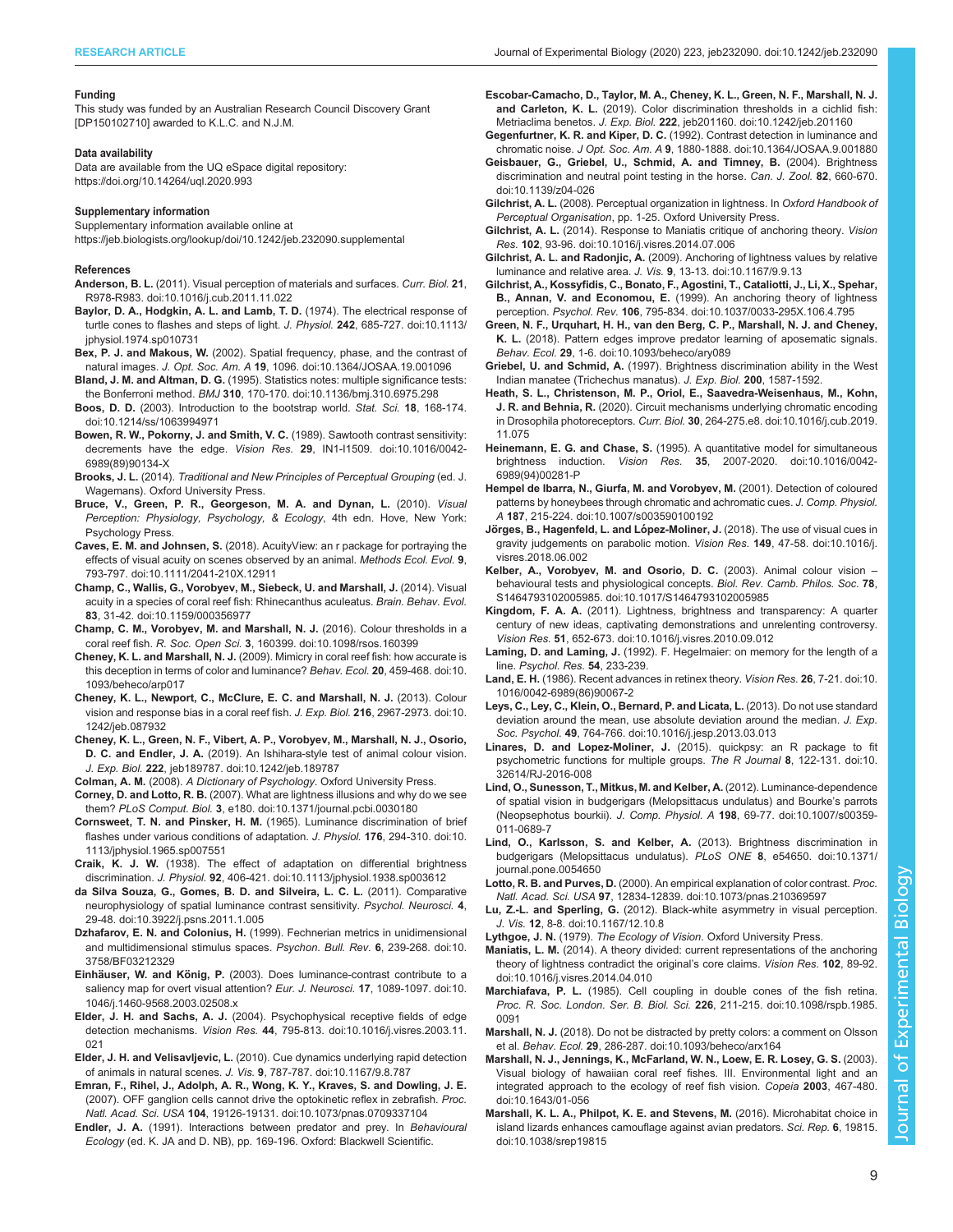#### Funding

This study was funded by an Australian Research Council Discovery Grant [DP150102710] awarded to K.L.C. and N.J.M.

#### Data availability

Data are available from the UQ eSpace digital repository: https://doi.org/10.14264/uql.2020.993

#### Supplementary information

Supplementary information available online at https://jeb.biologists.org/lookup/doi/10.1242/jeb.232090.supplemental

#### References

**Anderson, B. L.** (2011). Visual perception of materials and surfaces. *Curr. Biol.* **21**, R978-R983. doi:10.1016/j.cub.2011.11.022

**Baylor, D. A., Hodgkin, A. L. and Lamb, T. D.** (1974). The electrical response of turtle cones to flashes and steps of light. *J. Physiol.* **242**, 685-727. doi:10.1113/jphysiol.1974.sp010731

**Bex, P. J. and Makous, W.** (2002). Spatial frequency, phase, and the contrast of natural images. *J. Opt. Soc. Am. A* **19**, 1096. doi:10.1364/JOSAA.19.001096

**Bland, J. M. and Altman, D. G.** (1995). Statistics notes: multiple significance tests: the Bonferroni method. *BMJ* **310**, 170-170. doi:10.1136/bmj.310.6975.298

**Boos, D. D.** (2003). Introduction to the bootstrap world. *Stat. Sci.* **18**, 168-174. doi:10.1214/ss/1063994971

**Bowen, R. W., Pokorny, J. and Smith, V. C.** (1989). Sawtooth contrast sensitivity: decrements have the edge. *Vision Res.* **29**, IN1-I1509. doi:10.1016/0042-6989(89)90134-X

**Brooks, J. L.** (2014). *Traditional and New Principles of Perceptual Grouping* (ed. J. Wagemans). Oxford University Press.

**Bruce, V., Green, P. R., Georgeson, M. A. and Dynan, L.** (2010). *Visual Perception: Physiology, Psychology, & Ecology*, 4th edn. Hove, New York: Psychology Press.

**Caves, E. M. and Johnsen, S.** (2018). AcuityView: an r package for portraying the effects of visual acuity on scenes observed by an animal. *Methods Ecol. Evol.* **9**, 793-797. doi:10.1111/2041-210X.12911

**Champ, C., Wallis, G., Vorobyev, M., Siebeck, U. and Marshall, J.** (2014). Visual acuity in a species of coral reef fish: Rhinecanthus aculeatus. *Brain. Behav. Evol.* **83**, 31-42. doi:10.1159/000356977

**Champ, C. M., Vorobyev, M. and Marshall, N. J.** (2016). Colour thresholds in a coral reef fish. *R. Soc. Open Sci.* **3**, 160399. doi:10.1098/rsos.160399

**Cheney, K. L. and Marshall, N. J.** (2009). Mimicry in coral reef fish: how accurate is this deception in terms of color and luminance? *Behav. Ecol.* **20**, 459-468. doi:10.1093/beheco/arp017

**Cheney, K. L., Newport, C., McClure, E. C. and Marshall, N. J.** (2013). Colour vision and response bias in a coral reef fish. *J. Exp. Biol.* **216**, 2967-2973. doi:10.1242/jeb.087932

**Cheney, K. L., Green, N. F., Vibert, A. P., Vorobyev, M., Marshall, N. J., Osorio, D. C. and Endler, J. A.** (2019). An Ishihara-style test of animal colour vision. *J. Exp. Biol.* **222**, jeb189787. doi:10.1242/jeb.189787

**Colman, A. M.** (2008). *A Dictionary of Psychology*. Oxford University Press.

**Corney, D. and Lotto, R. B.** (2007). What are lightness illusions and why do we see them? *PLoS Comput. Biol.* **3**, e180. doi:10.1371/journal.pcbi.0030180

**Cornsweet, T. N. and Pinsker, H. M.** (1965). Luminance discrimination of brief flashes under various conditions of adaptation. *J. Physiol.* **176**, 294-310. doi:10.1113/jphysiol.1965.sp007551

**Craik, K. J. W.** (1938). The effect of adaptation on differential brightness discrimination. *J. Physiol.* **92**, 406-421. doi:10.1113/jphysiol.1938.sp003612

**da Silva Souza, G., Gomes, B. D. and Silveira, L. C. L.** (2011). Comparative neurophysiology of spatial luminance contrast sensitivity. *Psychol. Neurosci.* **4**, 29-48. doi:10.3922/j.psns.2011.1.005

**Dzhafarov, E. N. and Colonius, H.** (1999). Fechnerian metrics in unidimensional and multidimensional stimulus spaces. *Psychon. Bull. Rev.* **6**, 239-268. doi:10.3758/BF03212329

**Einhäuser, W. and König, P.** (2003). Does luminance-contrast contribute to a saliency map for overt visual attention? *Eur. J. Neurosci.* **17**, 1089-1097. doi:10.1046/j.1460-9568.2003.02508.x

**Elder, J. H. and Sachs, A. J.** (2004). Psychophysical receptive fields of edge detection mechanisms. *Vision Res.* **44**, 795-813. doi:10.1016/j.visres.2003.11.021

**Elder, J. H. and Velisavljevic, L.** (2010). Cue dynamics underlying rapid detection of animals in natural scenes. *J. Vis.* **9**, 787-787. doi:10.1167/9.8.787

**Emran, F., Rihel, J., Adolph, A. R., Wong, K. Y., Kraves, S. and Dowling, J. E.** (2007). OFF ganglion cells cannot drive the optokinetic reflex in zebrafish. *Proc. Natl. Acad. Sci. USA* **104**, 19126-19131. doi:10.1073/pnas.0709337104

**Endler, J. A.** (1991). Interactions between predator and prey. In *Behavioural Ecology* (ed. K. JA and D. NB), pp. 169-196. Oxford: Blackwell Scientific.

**Escobar-Camacho, D., Taylor, M. A., Cheney, K. L., Green, N. F., Marshall, N. J. and Carleton, K. L.** (2019). Color discrimination thresholds in a cichlid fish: Metriaclima benetos. *J. Exp. Biol.* **222**, jeb201160. doi:10.1242/jeb.201160

**Gegenfurtner, K. R. and Kiper, D. C.** (1992). Contrast detection in luminance and chromatic noise. *J Opt. Soc. Am. A* **9**, 1880-1888. doi:10.1364/JOSAA.9.001880

**Geisbauer, G., Griebel, U., Schmid, A. and Timney, B.** (2004). Brightness discrimination and neutral point testing in the horse. *Can. J. Zool.* **82**, 660-670. doi:10.1139/z04-026

**Gilchrist, A. L.** (2008). Perceptual organization in lightness. In *Oxford Handbook of Perceptual Organisation*, pp. 1-25. Oxford University Press.

**Gilchrist, A. L.** (2014). Response to Maniatis critique of anchoring theory. *Vision Res.* **102**, 93-96. doi:10.1016/j.visres.2014.07.006

**Gilchrist, A. L. and Radonjic, A.** (2009). Anchoring of lightness values by relative luminance and relative area. *J. Vis.* **9**, 13-13. doi:10.1167/9.9.13

**Gilchrist, A., Kossyfidis, C., Bonato, F., Agostini, T., Cataliotti, J., Li, X., Spehar, B., Annan, V. and Economou, E.** (1999). An anchoring theory of lightness perception. *Psychol. Rev.* **106**, 795-834. doi:10.1037/0033-295X.106.4.795

**Green, N. F., Urquhart, H. H., van den Berg, C. P., Marshall, N. J. and Cheney, K. L.** (2018). Pattern edges improve predator learning of aposematic signals. *Behav. Ecol.* **29**, 1-6. doi:10.1093/beheco/ary089

**Griebel, U. and Schmid, A.** (1997). Brightness discrimination ability in the West Indian manatee (Trichechus manatus). *J. Exp. Biol.* **200**, 1587-1592.

**Heath, S. L., Christenson, M. P., Oriol, E., Saavedra-Weisenhaus, M., Kohn, J. R. and Behnia, R.** (2020). Circuit mechanisms underlying chromatic encoding in Drosophila photoreceptors. *Curr. Biol.* **30**, 264-275.e8. doi:10.1016/j.cub.2019.11.075

**Heinemann, E. G. and Chase, S.** (1995). A quantitative model for simultaneous brightness induction. *Vision Res.* **35**, 2007-2020. doi:10.1016/0042-6989(94)00281-P

**Hempel de Ibarra, N., Giurfa, M. and Vorobyev, M.** (2001). Detection of coloured patterns by honeybees through chromatic and achromatic cues. *J. Comp. Physiol. A* **187**, 215-224. doi:10.1007/s003590100192

**Jörges, B., Hagenfeld, L. and López-Moliner, J.** (2018). The use of visual cues in gravity judgements on parabolic motion. *Vision Res.* **149**, 47-58. doi:10.1016/j.visres.2018.06.002

**Kelber, A., Vorobyev, M. and Osorio, D. C.** (2003). Animal colour vision – behavioural tests and physiological concepts. *Biol. Rev. Camb. Philos. Soc.* **78**, S1464793102005985. doi:10.1017/S1464793102005985

**Kingdom, F. A. A.** (2011). Lightness, brightness and transparency: A quarter century of new ideas, captivating demonstrations and unrelenting controversy. *Vision Res.* **51**, 652-673. doi:10.1016/j.visres.2010.09.012

**Laming, D. and Laming, J.** (1992). F. Hegelmaier: on memory for the length of a line. *Psychol. Res.* **54**, 233-239.

**Land, E. H.** (1986). Recent advances in retinex theory. *Vision Res.* **26**, 7-21. doi:10.1016/0042-6989(86)90067-2

**Leys, C., Ley, C., Klein, O., Bernard, P. and Licata, L.** (2013). Do not use standard deviation around the mean, use absolute deviation around the median. *J. Exp. Soc. Psychol.* **49**, 764-766. doi:10.1016/j.jesp.2013.03.013

**Linares, D. and Lopez-Moliner, J.** (2015). quickpsy: an R package to fit psychometric functions for multiple groups. *The R Journal* **8**, 122-131. doi:10.32614/RJ-2016-008

**Lind, O., Sunesson, T., Mitkus, M. and Kelber, A.** (2012). Luminance-dependence of spatial vision in budgerigars (Melopsittacus undulatus) and Bourke's parrots (Neopsephotus bourkii). *J. Comp. Physiol. A* **198**, 69-77. doi:10.1007/s00359-011-0689-7

**Lind, O., Karlsson, S. and Kelber, A.** (2013). Brightness discrimination in budgerigars (Melopsittacus undulatus). *PLoS ONE* **8**, e54650. doi:10.1371/journal.pone.0054650

**Lotto, R. B. and Purves, D.** (2000). An empirical explanation of color contrast. *Proc. Natl. Acad. Sci. USA* **97**, 12834-12839. doi:10.1073/pnas.210369597

**Lu, Z.-L. and Sperling, G.** (2012). Black-white asymmetry in visual perception. *J. Vis.* **12**, 8-8. doi:10.1167/12.10.8

**Lythgoe, J. N.** (1979). *The Ecology of Vision*. Oxford University Press.

**Maniatis, L. M.** (2014). A theory divided: current representations of the anchoring theory of lightness contradict the original's core claims. *Vision Res.* **102**, 89-92. doi:10.1016/j.visres.2014.04.010

**Marchiafava, P. L.** (1985). Cell coupling in double cones of the fish retina. *Proc. R. Soc. London. Ser. B. Biol. Sci.* **226**, 211-215. doi:10.1098/rspb.1985.0091

**Marshall, N. J.** (2018). Do not be distracted by pretty colors: a comment on Olsson et al. *Behav. Ecol.* **29**, 286-287. doi:10.1093/beheco/arx164

**Marshall, N. J., Jennings, K., McFarland, W. N., Loew, E. R. Losey, G. S.** (2003). Visual biology of hawaiian coral reef fishes. III. Environmental light and an integrated approach to the ecology of reef fish vision. *Copeia* **2003**, 467-480. doi:10.1643/01-056

**Marshall, K. L. A., Philpot, K. E. and Stevens, M.** (2016). Microhabitat choice in island lizards enhances camouflage against avian predators. *Sci. Rep.* **6**, 19815. doi:10.1038/srep19815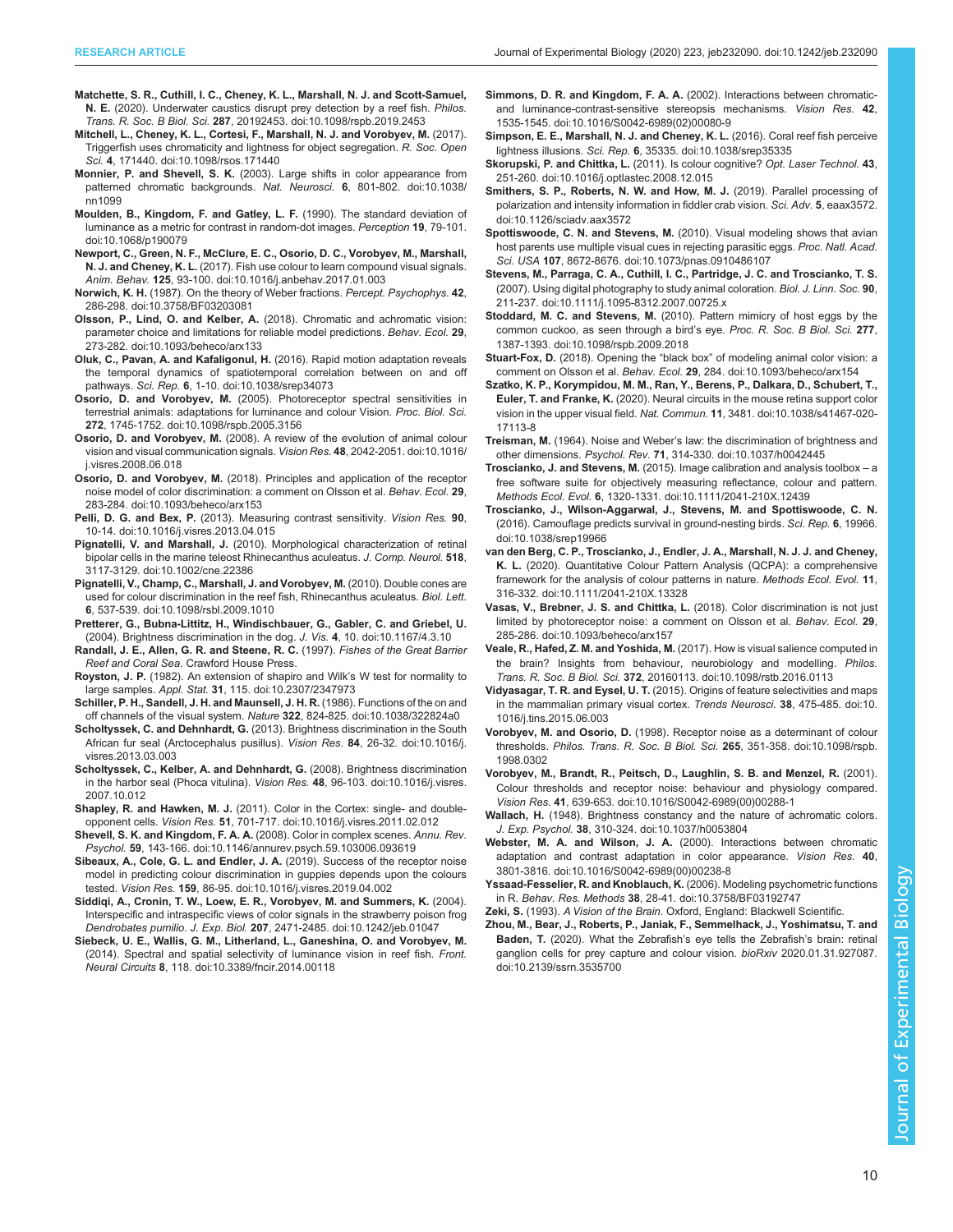**Matchette, S. R., Cuthill, I. C., Cheney, K. L., Marshall, N. J. and Scott-Samuel, N. E.** (2020). Underwater caustics disrupt prey detection by a reef fish. *Philos. Trans. R. Soc. B Biol. Sci.* **287**, 20192453. doi:10.1098/rspb.2019.2453

**Mitchell, L., Cheney, K. L., Cortesi, F., Marshall, N. J. and Vorobyev, M.** (2017). Triggerfish uses chromaticity and lightness for object segregation. *R. Soc. Open Sci.* **4**, 171440. doi:10.1098/rsos.171440

**Monnier, P. and Shevell, S. K.** (2003). Large shifts in color appearance from patterned chromatic backgrounds. *Nat. Neurosci.* **6**, 801-802. doi:10.1038/nn1099

**Moulden, B., Kingdom, F. and Gatley, L. F.** (1990). The standard deviation of luminance as a metric for contrast in random-dot images. *Perception* **19**, 79-101. doi:10.1068/p190079

**Newport, C., Green, N. F., McClure, E. C., Osorio, D. C., Vorobyev, M., Marshall, N. J. and Cheney, K. L.** (2017). Fish use colour to learn compound visual signals. *Anim. Behav.* **125**, 93-100. doi:10.1016/j.anbehav.2017.01.003

**Norwich, K. H.** (1987). On the theory of Weber fractions. *Percept. Psychophys.* **42**, 286-298. doi:10.3758/BF03203081

**Olsson, P., Lind, O. and Kelber, A.** (2018). Chromatic and achromatic vision: parameter choice and limitations for reliable model predictions. *Behav. Ecol.* **29**, 273-282. doi:10.1093/beheco/arx133

**Oluk, C., Pavan, A. and Kafaligonul, H.** (2016). Rapid motion adaptation reveals the temporal dynamics of spatiotemporal correlation between on and off pathways. *Sci. Rep.* **6**, 1-10. doi:10.1038/srep34073

**Osorio, D. and Vorobyev, M.** (2005). Photoreceptor spectral sensitivities in terrestrial animals: adaptations for luminance and colour Vision. *Proc. Biol. Sci.* **272**, 1745-1752. doi:10.1098/rspb.2005.3156

**Osorio, D. and Vorobyev, M.** (2008). A review of the evolution of animal colour vision and visual communication signals. *Vision Res.* **48**, 2042-2051. doi:10.1016/j.visres.2008.06.018

**Osorio, D. and Vorobyev, M.** (2018). Principles and application of the receptor noise model of color discrimination: a comment on Olsson et al. *Behav. Ecol.* **29**, 283-284. doi:10.1093/beheco/arx153

**Pelli, D. G. and Bex, P.** (2013). Measuring contrast sensitivity. *Vision Res.* **90**, 10-14. doi:10.1016/j.visres.2013.04.015

**Pignatelli, V. and Marshall, J.** (2010). Morphological characterization of retinal bipolar cells in the marine teleost Rhinecanthus aculeatus. *J. Comp. Neurol.* **518**, 3117-3129. doi:10.1002/cne.22386

**Pignatelli, V., Champ, C., Marshall, J. and Vorobyev, M.** (2010). Double cones are used for colour discrimination in the reef fish, Rhinecanthus aculeatus. *Biol. Lett.* **6**, 537-539. doi:10.1098/rsbl.2009.1010

**Pretterer, G., Bubna-Littitz, H., Windischbauer, G., Gabler, C. and Griebel, U.** (2004). Brightness discrimination in the dog. *J. Vis.* **4**, 10. doi:10.1167/4.3.10

**Randall, J. E., Allen, G. R. and Steene, R. C.** (1997). *Fishes of the Great Barrier Reef and Coral Sea*. Crawford House Press.

**Royston, J. P.** (1982). An extension of shapiro and Wilk's W test for normality to large samples. *Appl. Stat.* **31**, 115. doi:10.2307/2347973

**Schiller, P. H., Sandell, J. H. and Maunsell, J. H. R.** (1986). Functions of the on and off channels of the visual system. *Nature* **322**, 824-825. doi:10.1038/322824a0

**Scholtyssek, C. and Dehnhardt, G.** (2013). Brightness discrimination in the South African fur seal (Arctocephalus pusillus). *Vision Res.* **84**, 26-32. doi:10.1016/j.visres.2013.03.003

**Scholtyssek, C., Kelber, A. and Dehnhardt, G.** (2008). Brightness discrimination in the harbor seal (Phoca vitulina). *Vision Res.* **48**, 96-103. doi:10.1016/j.visres.2007.10.012

**Shapley, R. and Hawken, M. J.** (2011). Color in the Cortex: single- and double-opponent cells. *Vision Res.* **51**, 701-717. doi:10.1016/j.visres.2011.02.012

**Shevell, S. K. and Kingdom, F. A. A.** (2008). Color in complex scenes. *Annu. Rev. Psychol.* **59**, 143-166. doi:10.1146/annurev.psych.59.103006.093619

**Sibeaux, A., Cole, G. L. and Endler, J. A.** (2019). Success of the receptor noise model in predicting colour discrimination in guppies depends upon the colours tested. *Vision Res.* **159**, 86-95. doi:10.1016/j.visres.2019.04.002

**Siddiqi, A., Cronin, T. W., Loew, E. R., Vorobyev, M. and Summers, K.** (2004). Interspecific and intraspecific views of color signals in the strawberry poison frog *Dendrobates pumilio*. *J. Exp. Biol.* **207**, 2471-2485. doi:10.1242/jeb.01047

**Siebeck, U. E., Wallis, G. M., Litherland, L., Ganeshina, O. and Vorobyev, M.** (2014). Spectral and spatial selectivity of luminance vision in reef fish. *Front. Neural Circuits* **8**, 118. doi:10.3389/fncir.2014.00118

**Simmons, D. R. and Kingdom, F. A. A.** (2002). Interactions between chromatic- and luminance-contrast-sensitive stereopsis mechanisms. *Vision Res.* **42**, 1535-1545. doi:10.1016/S0042-6989(02)00080-9

**Simpson, E. E., Marshall, N. J. and Cheney, K. L.** (2016). Coral reef fish perceive lightness illusions. *Sci. Rep.* **6**, 35335. doi:10.1038/srep35335

**Skorupski, P. and Chittka, L.** (2011). Is colour cognitive? *Opt. Laser Technol.* **43**, 251-260. doi:10.1016/j.optlastec.2008.12.015

**Smithers, S. P., Roberts, N. W. and How, M. J.** (2019). Parallel processing of polarization and intensity information in fiddler crab vision. *Sci. Adv.* **5**, eaax3572. doi:10.1126/sciadv.aax3572

**Spottiswoode, C. N. and Stevens, M.** (2010). Visual modeling shows that avian host parents use multiple visual cues in rejecting parasitic eggs. *Proc. Natl. Acad. Sci. USA* **107**, 8672-8676. doi:10.1073/pnas.0910486107

**Stevens, M., Parraga, C. A., Cuthill, I. C., Partridge, J. C. and Troscianko, T. S.** (2007). Using digital photography to study animal coloration. *Biol. J. Linn. Soc.* **90**, 211-237. doi:10.1111/j.1095-8312.2007.00725.x

**Stoddard, M. C. and Stevens, M.** (2010). Pattern mimicry of host eggs by the common cuckoo, as seen through a bird's eye. *Proc. R. Soc. B Biol. Sci.* **277**, 1387-1393. doi:10.1098/rspb.2009.2018

**Stuart-Fox, D.** (2018). Opening the "black box" of modeling animal color vision: a comment on Olsson et al. *Behav. Ecol.* **29**, 284. doi:10.1093/beheco/arx154

**Szatko, K. P., Korympidou, M. M., Ran, Y., Berens, P., Dalkara, D., Schubert, T., Euler, T. and Franke, K.** (2020). Neural circuits in the mouse retina support color vision in the upper visual field. *Nat. Commun.* **11**, 3481. doi:10.1038/s41467-020-17113-8

**Treisman, M.** (1964). Noise and Weber's law: the discrimination of brightness and other dimensions. *Psychol. Rev.* **71**, 314-330. doi:10.1037/h0042445

**Troscianko, J. and Stevens, M.** (2015). Image calibration and analysis toolbox – a free software suite for objectively measuring reflectance, colour and pattern. *Methods Ecol. Evol.* **6**, 1320-1331. doi:10.1111/2041-210X.12439

**Troscianko, J., Wilson-Aggarwal, J., Stevens, M. and Spottiswoode, C. N.** (2016). Camouflage predicts survival in ground-nesting birds. *Sci. Rep.* **6**, 19966. doi:10.1038/srep19966

**van den Berg, C. P., Troscianko, J., Endler, J. A., Marshall, N. J. J. and Cheney, K. L.** (2020). Quantitative Colour Pattern Analysis (QCPA): a comprehensive framework for the analysis of colour patterns in nature. *Methods Ecol. Evol.* **11**, 316-332. doi:10.1111/2041-210X.13328

**Vasas, V., Brebner, J. S. and Chittka, L.** (2018). Color discrimination is not just limited by photoreceptor noise: a comment on Olsson et al. *Behav. Ecol.* **29**, 285-286. doi:10.1093/beheco/arx157

**Veale, R., Hafed, Z. M. and Yoshida, M.** (2017). How is visual salience computed in the brain? Insights from behaviour, neurobiology and modelling. *Philos. Trans. R. Soc. B Biol. Sci.* **372**, 20160113. doi:10.1098/rstb.2016.0113

**Vidyasagar, T. R. and Eysel, U. T.** (2015). Origins of feature selectivities and maps in the mammalian primary visual cortex. *Trends Neurosci.* **38**, 475-485. doi:10.1016/j.tins.2015.06.003

**Vorobyev, M. and Osorio, D.** (1998). Receptor noise as a determinant of colour thresholds. *Philos. Trans. R. Soc. B Biol. Sci.* **265**, 351-358. doi:10.1098/rspb.1998.0302

**Vorobyev, M., Brandt, R., Peitsch, D., Laughlin, S. B. and Menzel, R.** (2001). Colour thresholds and receptor noise: behaviour and physiology compared. *Vision Res.* **41**, 639-653. doi:10.1016/S0042-6989(00)00288-1

**Wallach, H.** (1948). Brightness constancy and the nature of achromatic colors. *J. Exp. Psychol.* **38**, 310-324. doi:10.1037/h0053804

**Webster, M. A. and Wilson, J. A.** (2000). Interactions between chromatic adaptation and contrast adaptation in color appearance. *Vision Res.* **40**, 3801-3816. doi:10.1016/S0042-6989(00)00238-8

**Yssaad-Fesselier, R. and Knoblauch, K.** (2006). Modeling psychometric functions in R. *Behav. Res. Methods* **38**, 28-41. doi:10.3758/BF03192747

**Zeki, S.** (1993). *A Vision of the Brain*. Oxford, England: Blackwell Scientific.

**Zhou, M., Bear, J., Roberts, P., Janiak, F., Semmelhack, J., Yoshimatsu, T. and Baden, T.** (2020). What the Zebrafish's eye tells the Zebrafish's brain: retinal ganglion cells for prey capture and colour vision. *bioRxiv* 2020.01.31.927087. doi:10.2139/ssrn.3535700